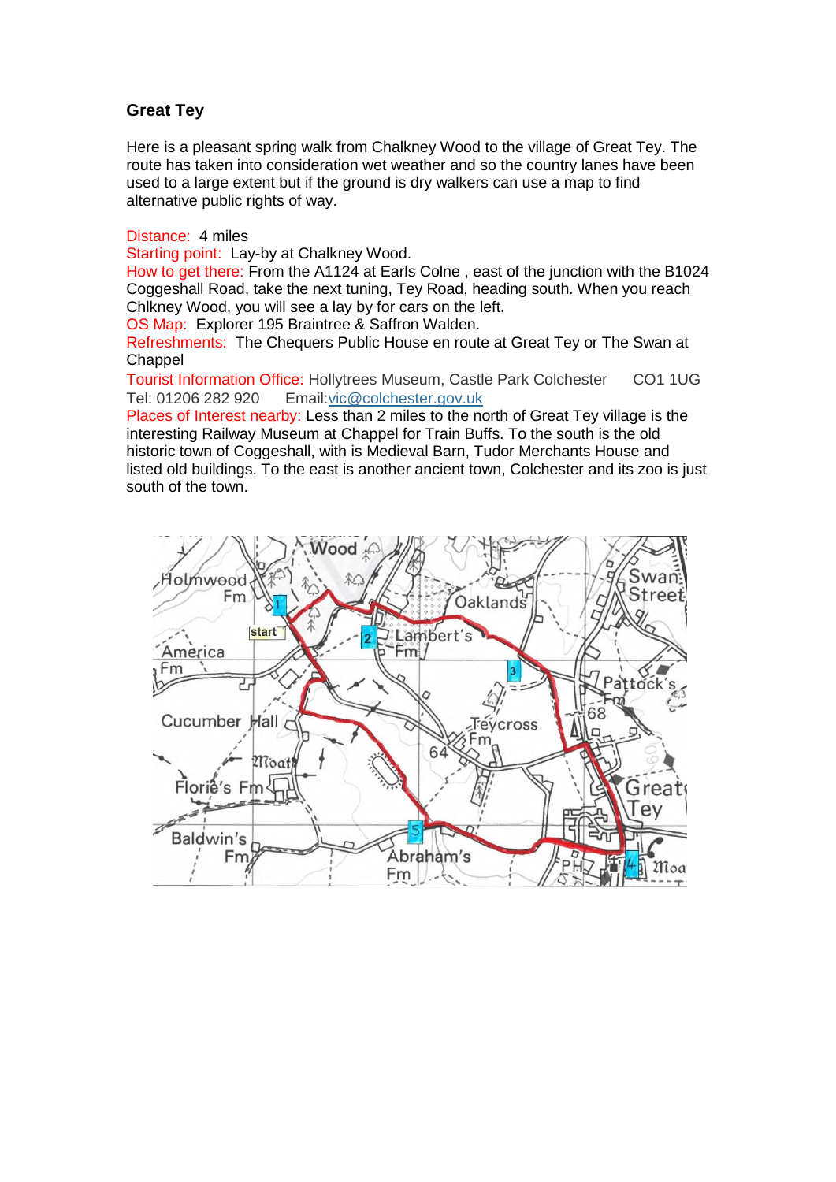# Great Tey

Here is a pleasant spring walk from Chalkney Wood to the village of Great Tey. The route has taken into consideration wet weather and so the country lanes have been used to a large extent but if the ground is dry walkers can use a map to find alternative public rights of way.

Distance: 4 miles
Starting point: Lay-by at Chalkney Wood.
How to get there: From the A1124 at Earls Colne , east of the junction with the B1024 Coggeshall Road, take the next tuning, Tey Road, heading south. When you reach Chlkney Wood, you will see a lay by for cars on the left.
OS Map: Explorer 195 Braintree & Saffron Walden.
Refreshments: The Chequers Public House en route at Great Tey or The Swan at Chappel
Tourist Information Office: Hollytrees Museum, Castle Park Colchester CO1 1UG
Tel: 01206 282 920 Email:vic@colchester.gov.uk
Places of Interest nearby: Less than 2 miles to the north of Great Tey village is the interesting Railway Museum at Chappel for Train Buffs. To the south is the old historic town of Coggeshall, with is Medieval Barn, Tudor Merchants House and listed old buildings. To the east is another ancient town, Colchester and its zoo is just south of the town.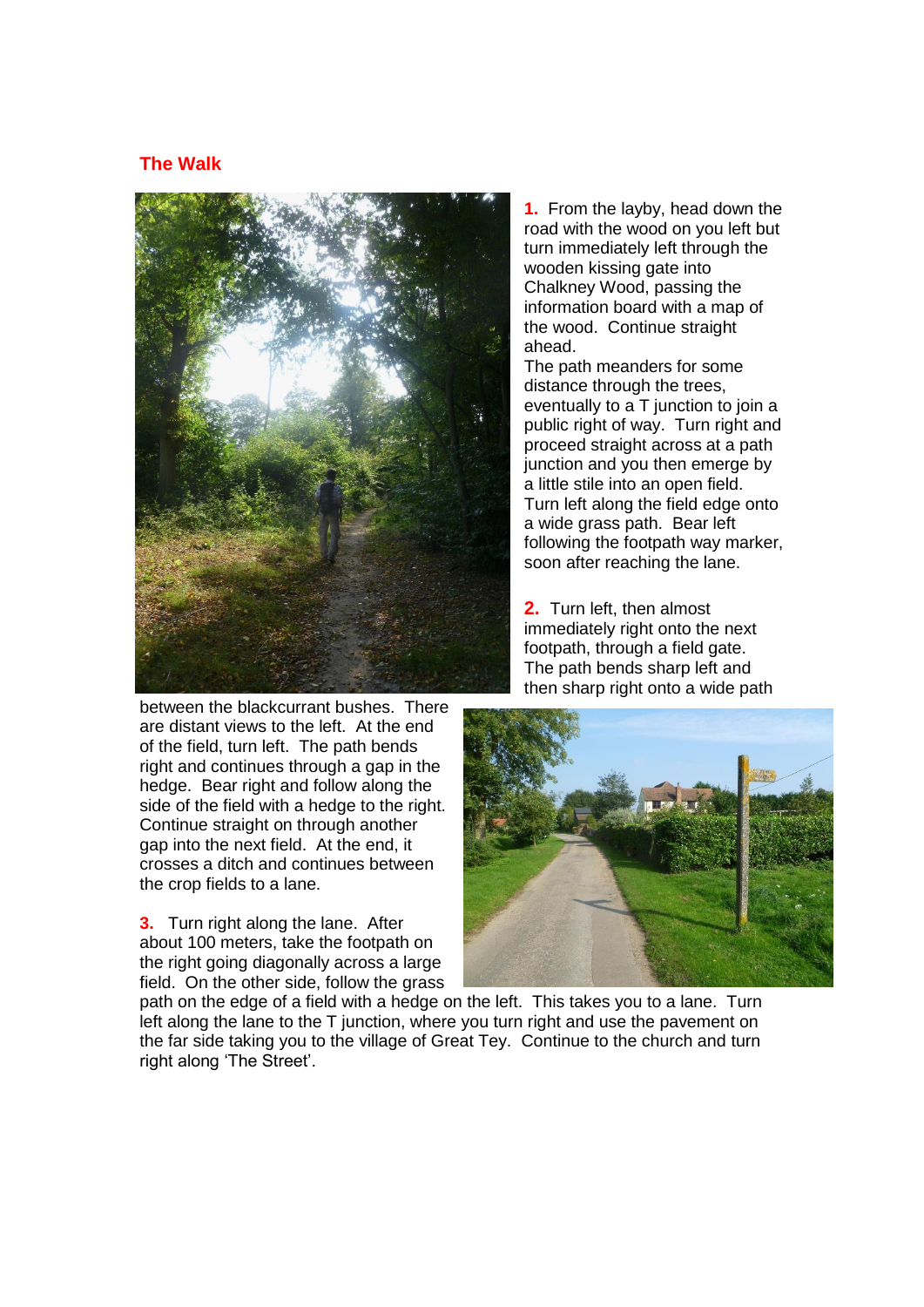## The Walk

**1.** From the layby, head down the road with the wood on you left but turn immediately left through the wooden kissing gate into Chalkney Wood, passing the information board with a map of the wood. Continue straight ahead.
The path meanders for some distance through the trees, eventually to a T junction to join a public right of way. Turn right and proceed straight across at a path junction and you then emerge by a little stile into an open field. Turn left along the field edge onto a wide grass path. Bear left following the footpath way marker, soon after reaching the lane.

**2.** Turn left, then almost immediately right onto the next footpath, through a field gate. The path bends sharp left and then sharp right onto a wide path between the blackcurrant bushes. There are distant views to the left. At the end of the field, turn left. The path bends right and continues through a gap in the hedge. Bear right and follow along the side of the field with a hedge to the right. Continue straight on through another gap into the next field. At the end, it crosses a ditch and continues between the crop fields to a lane.

**3.** Turn right along the lane. After about 100 meters, take the footpath on the right going diagonally across a large field. On the other side, follow the grass path on the edge of a field with a hedge on the left. This takes you to a lane. Turn left along the lane to the T junction, where you turn right and use the pavement on the far side taking you to the village of Great Tey. Continue to the church and turn right along 'The Street'.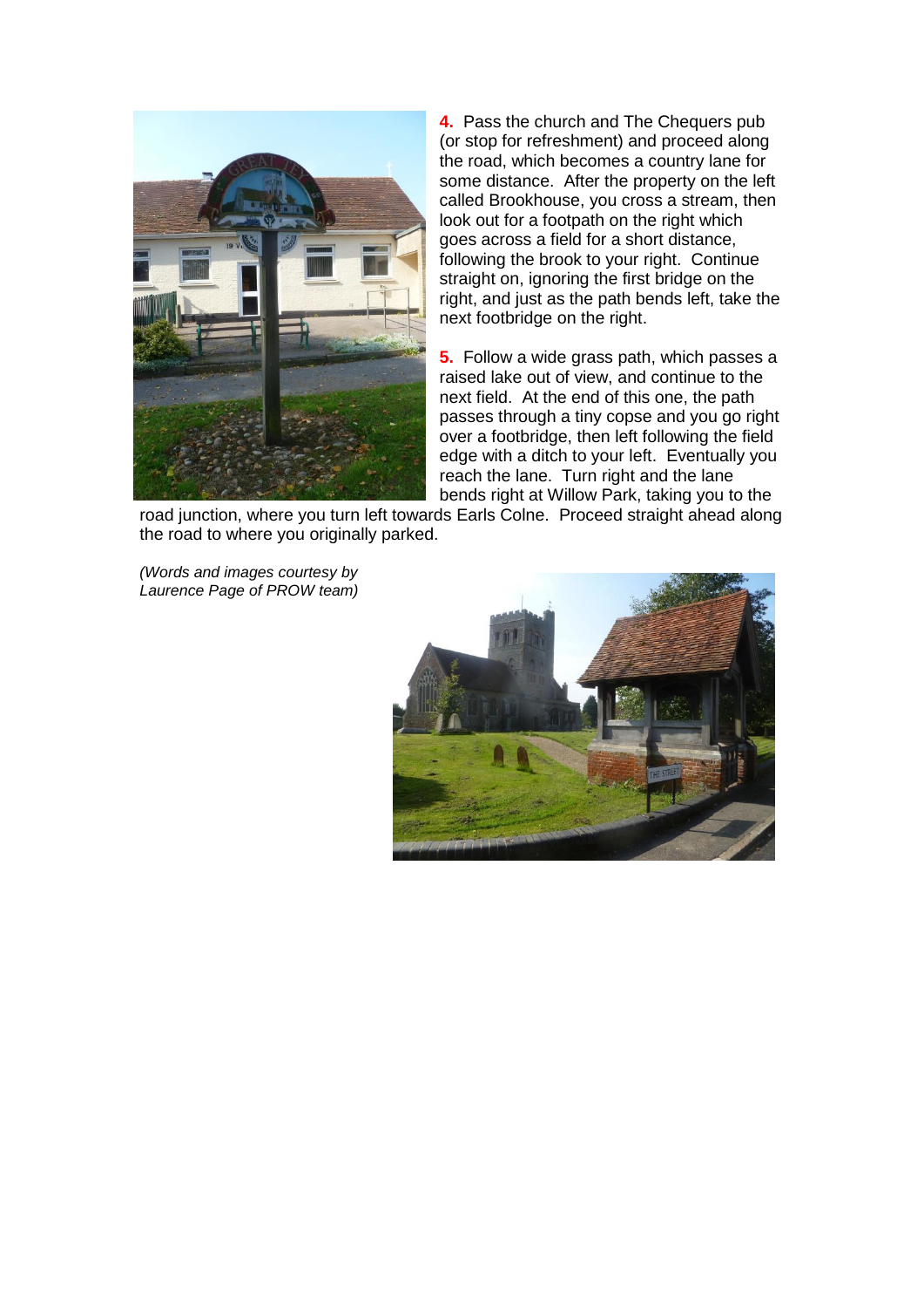**4.** Pass the church and The Chequers pub (or stop for refreshment) and proceed along the road, which becomes a country lane for some distance. After the property on the left called Brookhouse, you cross a stream, then look out for a footpath on the right which goes across a field for a short distance, following the brook to your right. Continue straight on, ignoring the first bridge on the right, and just as the path bends left, take the next footbridge on the right.

**5.** Follow a wide grass path, which passes a raised lake out of view, and continue to the next field. At the end of this one, the path passes through a tiny copse and you go right over a footbridge, then left following the field edge with a ditch to your left. Eventually you reach the lane. Turn right and the lane bends right at Willow Park, taking you to the road junction, where you turn left towards Earls Colne. Proceed straight ahead along the road to where you originally parked.

*(Words and images courtesy by Laurence Page of PROW team)*